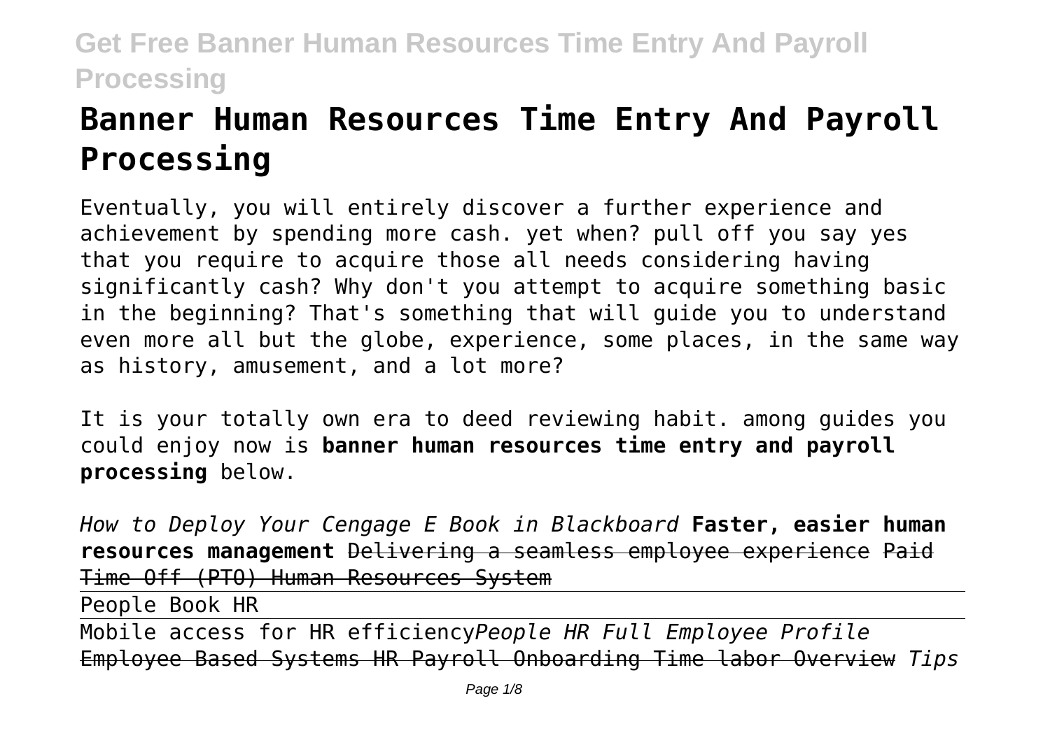# Banner Human Resources Time Entry And Payroll Processing

Eventually, you will entirely discover a further experience and achievement by spending more cash. yet when? pull off you say yes that you require to acquire those all needs considering having significantly cash? Why don't you attempt to acquire something basic in the beginning? That's something that will guide you to understand even more all but the globe, experience, some places, in the same way as history, amusement, and a lot more?

It is your totally own era to deed reviewing habit. among guides you could enjoy now is **banner human resources time entry and payroll processing** below.

*How to Deploy Your Cengage E Book in Blackboard* **Faster, easier human resources management** ~~Delivering a seamless employee experience~~ ~~Paid Time Off (PTO) Human Resources System~~

People Book HR

Mobile access for HR efficiency *People HR Full Employee Profile* ~~Employee Based Systems HR Payroll Onboarding Time labor Overview~~ *Tips*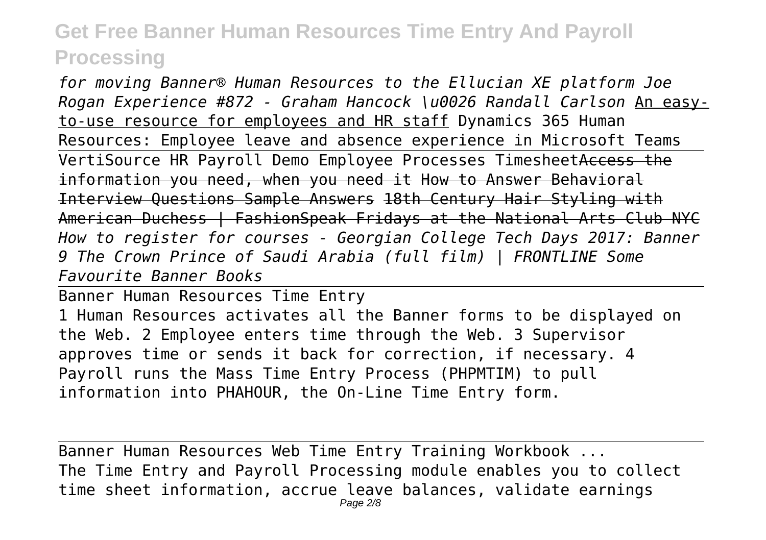*for moving Banner® Human Resources to the Ellucian XE platform Joe Rogan Experience #872 - Graham Hancock \u0026 Randall Carlson* An easy-to-use resource for employees and HR staff Dynamics 365 Human Resources: Employee leave and absence experience in Microsoft Teams

VertiSource HR Payroll Demo Employee Processes Timesheet~~Access the information you need, when you need it~~ ~~How to Answer Behavioral Interview Questions Sample Answers~~ ~~18th Century Hair Styling with American Duchess | FashionSpeak Fridays at the National Arts Club NYC~~ *How to register for courses - Georgian College Tech Days 2017: Banner 9 The Crown Prince of Saudi Arabia (full film) | FRONTLINE Some Favourite Banner Books*

## Banner Human Resources Time Entry

1 Human Resources activates all the Banner forms to be displayed on the Web. 2 Employee enters time through the Web. 3 Supervisor approves time or sends it back for correction, if necessary. 4 Payroll runs the Mass Time Entry Process (PHPMTIM) to pull information into PHAHOUR, the On-Line Time Entry form.

## Banner Human Resources Web Time Entry Training Workbook ...

The Time Entry and Payroll Processing module enables you to collect time sheet information, accrue leave balances, validate earnings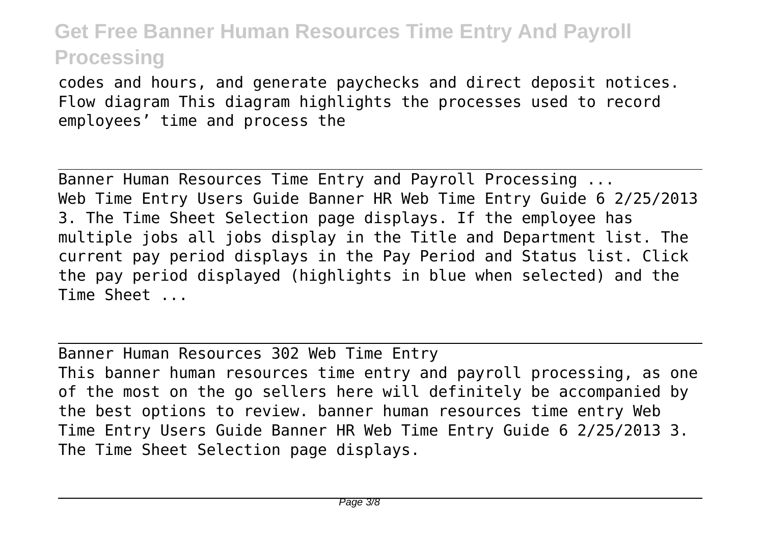codes and hours, and generate paychecks and direct deposit notices. Flow diagram This diagram highlights the processes used to record employees' time and process the

---

Banner Human Resources Time Entry and Payroll Processing ...
Web Time Entry Users Guide Banner HR Web Time Entry Guide 6 2/25/2013 3. The Time Sheet Selection page displays. If the employee has multiple jobs all jobs display in the Title and Department list. The current pay period displays in the Pay Period and Status list. Click the pay period displayed (highlights in blue when selected) and the Time Sheet ...

---

Banner Human Resources 302 Web Time Entry
This banner human resources time entry and payroll processing, as one of the most on the go sellers here will definitely be accompanied by the best options to review. banner human resources time entry Web Time Entry Users Guide Banner HR Web Time Entry Guide 6 2/25/2013 3. The Time Sheet Selection page displays.

---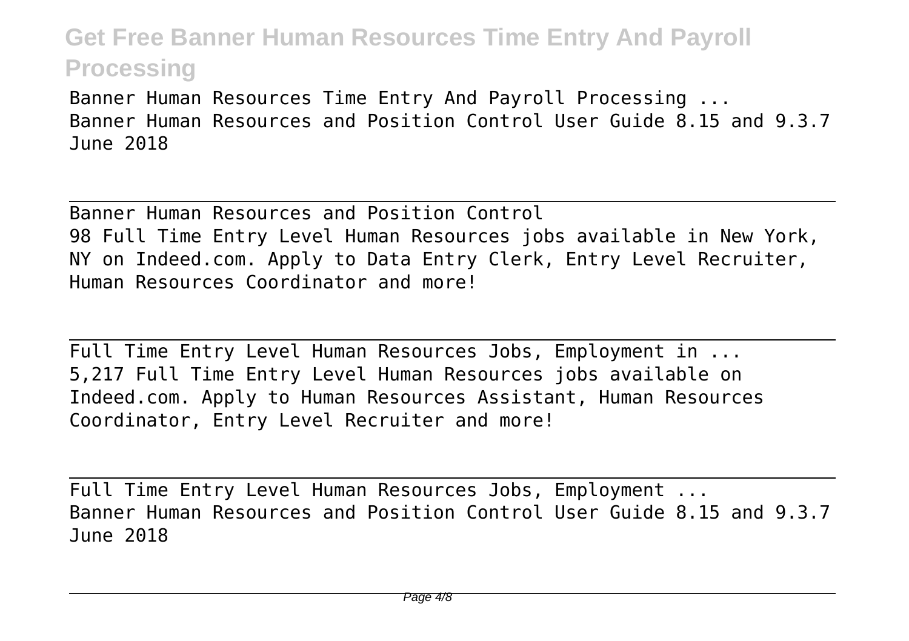Banner Human Resources Time Entry And Payroll Processing ...
Banner Human Resources and Position Control User Guide 8.15 and 9.3.7 June 2018

---

Banner Human Resources and Position Control
98 Full Time Entry Level Human Resources jobs available in New York, NY on Indeed.com. Apply to Data Entry Clerk, Entry Level Recruiter, Human Resources Coordinator and more!

---

Full Time Entry Level Human Resources Jobs, Employment in ...
5,217 Full Time Entry Level Human Resources jobs available on Indeed.com. Apply to Human Resources Assistant, Human Resources Coordinator, Entry Level Recruiter and more!

---

Full Time Entry Level Human Resources Jobs, Employment ...
Banner Human Resources and Position Control User Guide 8.15 and 9.3.7 June 2018

---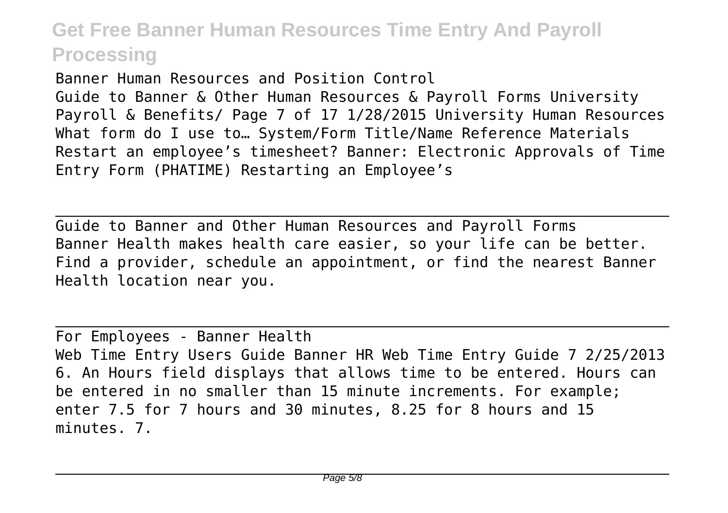Banner Human Resources and Position Control
Guide to Banner & Other Human Resources & Payroll Forms University Payroll & Benefits/ Page 7 of 17 1/28/2015 University Human Resources What form do I use to… System/Form Title/Name Reference Materials Restart an employee's timesheet? Banner: Electronic Approvals of Time Entry Form (PHATIME) Restarting an Employee's

---

Guide to Banner and Other Human Resources and Payroll Forms
Banner Health makes health care easier, so your life can be better. Find a provider, schedule an appointment, or find the nearest Banner Health location near you.

---

For Employees - Banner Health
Web Time Entry Users Guide Banner HR Web Time Entry Guide 7 2/25/2013 6. An Hours field displays that allows time to be entered. Hours can be entered in no smaller than 15 minute increments. For example; enter 7.5 for 7 hours and 30 minutes, 8.25 for 8 hours and 15 minutes. 7.

---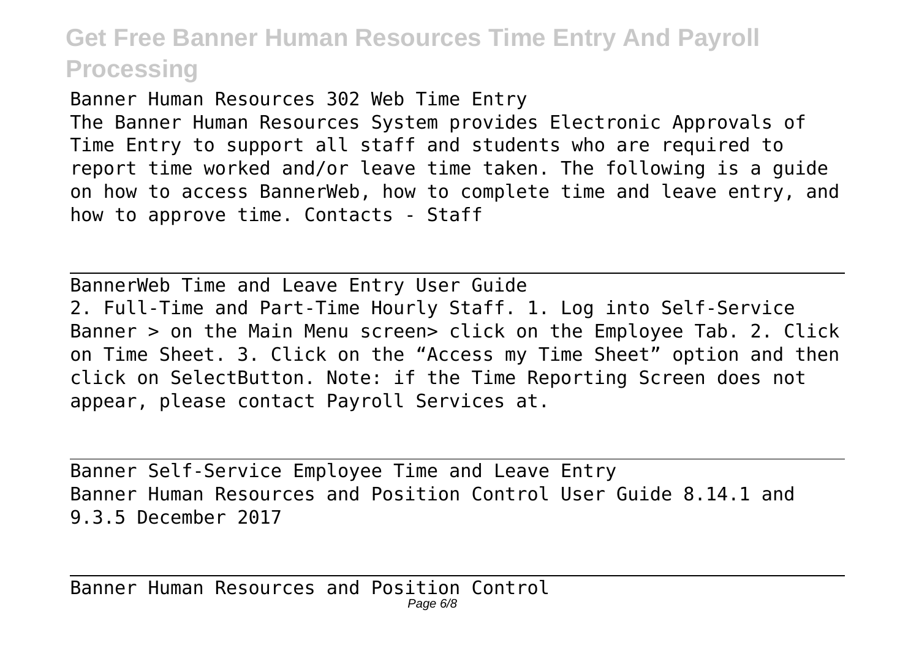Banner Human Resources 302 Web Time Entry
The Banner Human Resources System provides Electronic Approvals of Time Entry to support all staff and students who are required to report time worked and/or leave time taken. The following is a guide on how to access BannerWeb, how to complete time and leave entry, and how to approve time. Contacts - Staff

---

BannerWeb Time and Leave Entry User Guide
2. Full-Time and Part-Time Hourly Staff. 1. Log into Self-Service Banner > on the Main Menu screen> click on the Employee Tab. 2. Click on Time Sheet. 3. Click on the "Access my Time Sheet" option and then click on SelectButton. Note: if the Time Reporting Screen does not appear, please contact Payroll Services at.

---

Banner Self-Service Employee Time and Leave Entry
Banner Human Resources and Position Control User Guide 8.14.1 and 9.3.5 December 2017

---

Banner Human Resources and Position Control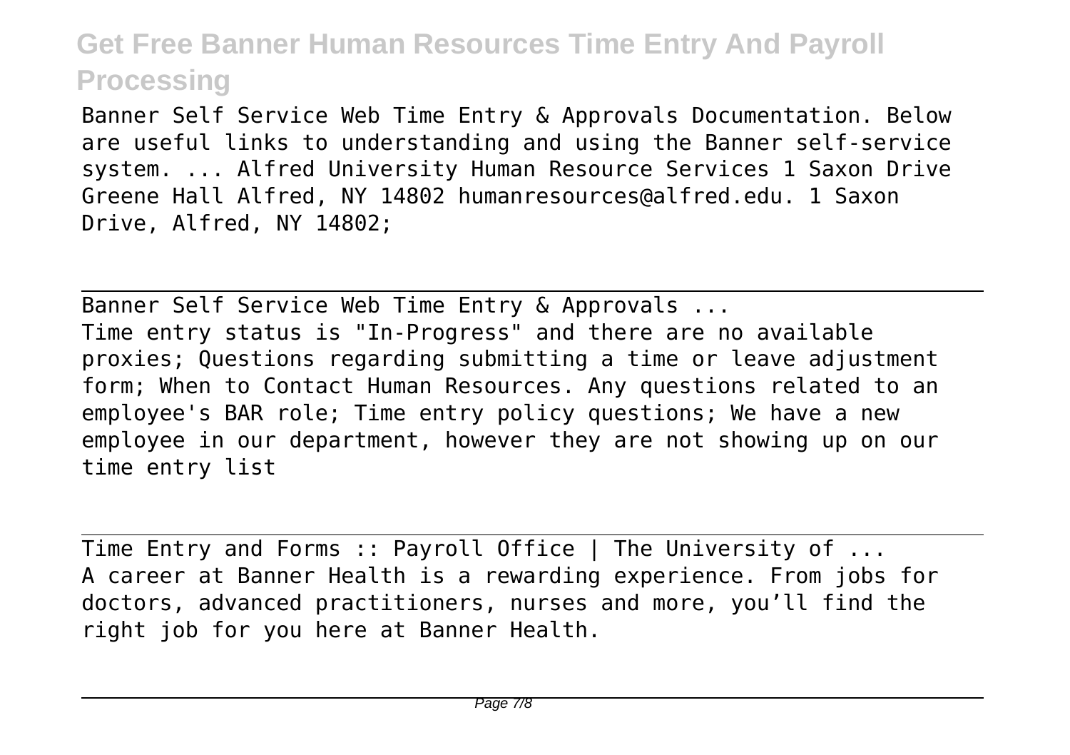Banner Self Service Web Time Entry & Approvals Documentation. Below are useful links to understanding and using the Banner self-service system. ... Alfred University Human Resource Services 1 Saxon Drive Greene Hall Alfred, NY 14802 humanresources@alfred.edu. 1 Saxon Drive, Alfred, NY 14802;

---

Banner Self Service Web Time Entry & Approvals ...

Time entry status is "In-Progress" and there are no available proxies; Questions regarding submitting a time or leave adjustment form; When to Contact Human Resources. Any questions related to an employee's BAR role; Time entry policy questions; We have a new employee in our department, however they are not showing up on our time entry list

---

Time Entry and Forms :: Payroll Office | The University of ...

A career at Banner Health is a rewarding experience. From jobs for doctors, advanced practitioners, nurses and more, you'll find the right job for you here at Banner Health.

---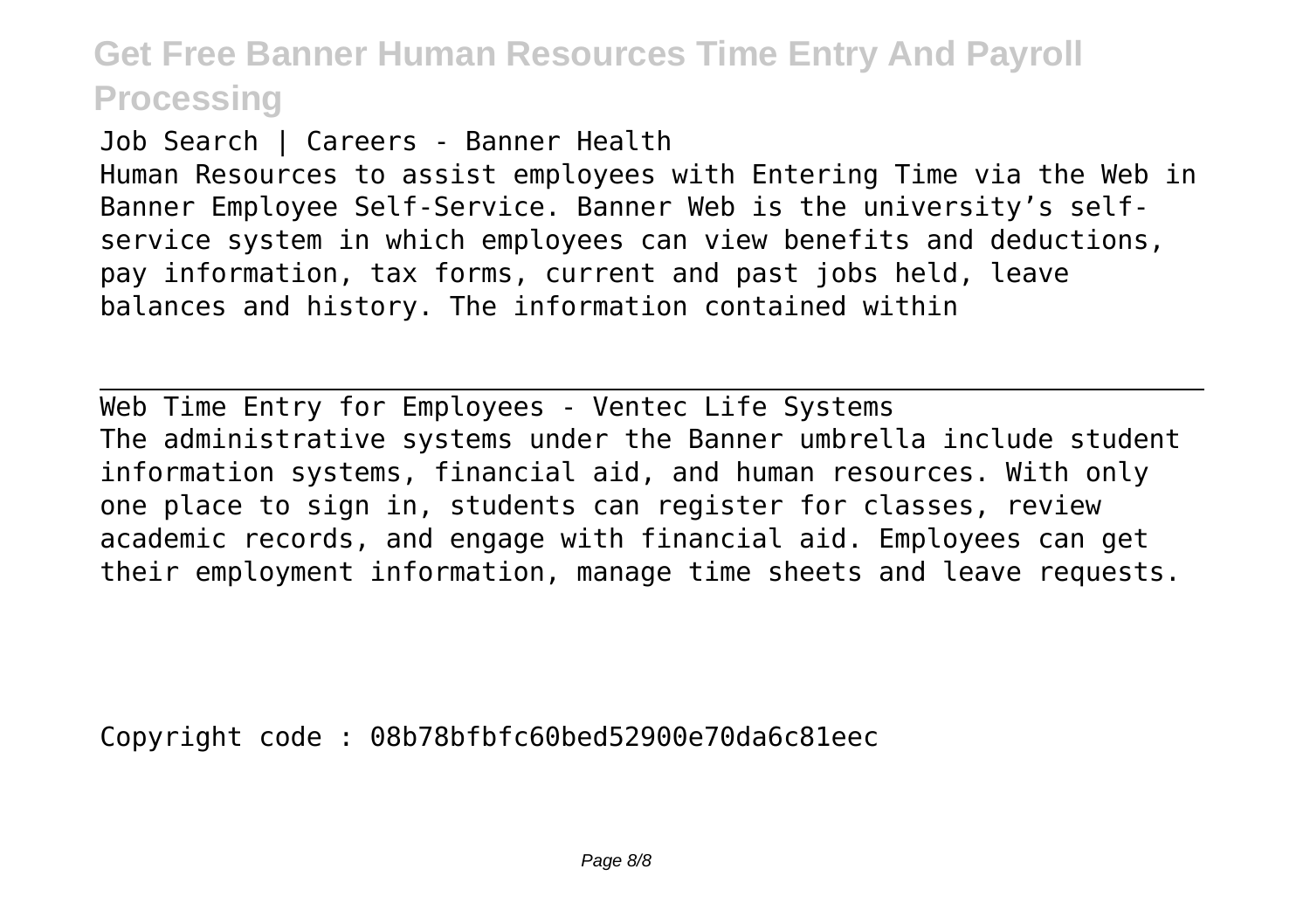Job Search | Careers - Banner Health

Human Resources to assist employees with Entering Time via the Web in Banner Employee Self-Service. Banner Web is the university's self-service system in which employees can view benefits and deductions, pay information, tax forms, current and past jobs held, leave balances and history. The information contained within

---

Web Time Entry for Employees - Ventec Life Systems

The administrative systems under the Banner umbrella include student information systems, financial aid, and human resources. With only one place to sign in, students can register for classes, review academic records, and engage with financial aid. Employees can get their employment information, manage time sheets and leave requests.

Copyright code : 08b78bfbfc60bed52900e70da6c81eec